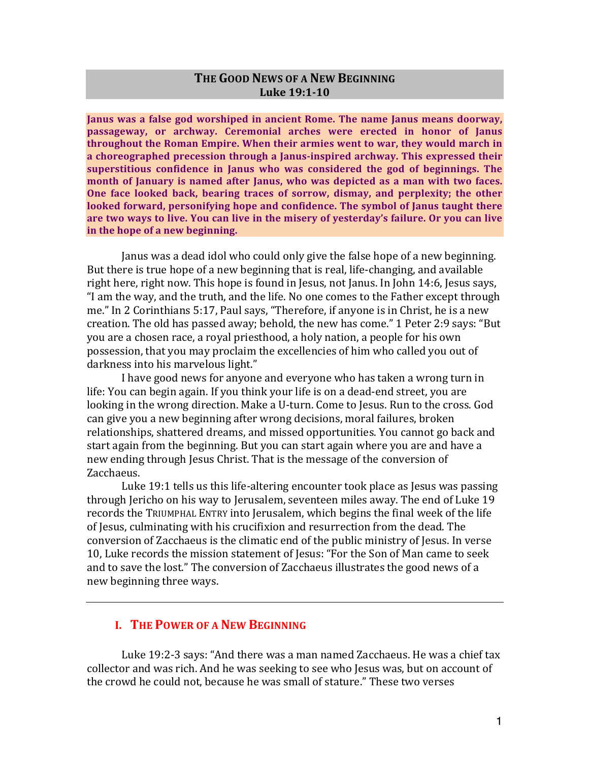# The Good News of a New Beginning
## Luke 19:1-10

**Janus was a false god worshiped in ancient Rome. The name Janus means doorway, passageway, or archway. Ceremonial arches were erected in honor of Janus throughout the Roman Empire. When their armies went to war, they would march in a choreographed precession through a Janus-inspired archway. This expressed their superstitious confidence in Janus who was considered the god of beginnings. The month of January is named after Janus, who was depicted as a man with two faces. One face looked back, bearing traces of sorrow, dismay, and perplexity; the other looked forward, personifying hope and confidence. The symbol of Janus taught there are two ways to live. You can live in the misery of yesterday's failure. Or you can live in the hope of a new beginning.**

Janus was a dead idol who could only give the false hope of a new beginning. But there is true hope of a new beginning that is real, life-changing, and available right here, right now. This hope is found in Jesus, not Janus. In John 14:6, Jesus says, "I am the way, and the truth, and the life. No one comes to the Father except through me." In 2 Corinthians 5:17, Paul says, "Therefore, if anyone is in Christ, he is a new creation. The old has passed away; behold, the new has come." 1 Peter 2:9 says: "But you are a chosen race, a royal priesthood, a holy nation, a people for his own possession, that you may proclaim the excellencies of him who called you out of darkness into his marvelous light."

I have good news for anyone and everyone who has taken a wrong turn in life: You can begin again. If you think your life is on a dead-end street, you are looking in the wrong direction. Make a U-turn. Come to Jesus. Run to the cross. God can give you a new beginning after wrong decisions, moral failures, broken relationships, shattered dreams, and missed opportunities. You cannot go back and start again from the beginning. But you can start again where you are and have a new ending through Jesus Christ. That is the message of the conversion of Zacchaeus.

Luke 19:1 tells us this life-altering encounter took place as Jesus was passing through Jericho on his way to Jerusalem, seventeen miles away. The end of Luke 19 records the Triumphal Entry into Jerusalem, which begins the final week of the life of Jesus, culminating with his crucifixion and resurrection from the dead. The conversion of Zacchaeus is the climatic end of the public ministry of Jesus. In verse 10, Luke records the mission statement of Jesus: "For the Son of Man came to seek and to save the lost." The conversion of Zacchaeus illustrates the good news of a new beginning three ways.

---

## I. The Power of a New Beginning

Luke 19:2-3 says: "And there was a man named Zacchaeus. He was a chief tax collector and was rich. And he was seeking to see who Jesus was, but on account of the crowd he could not, because he was small of stature." These two verses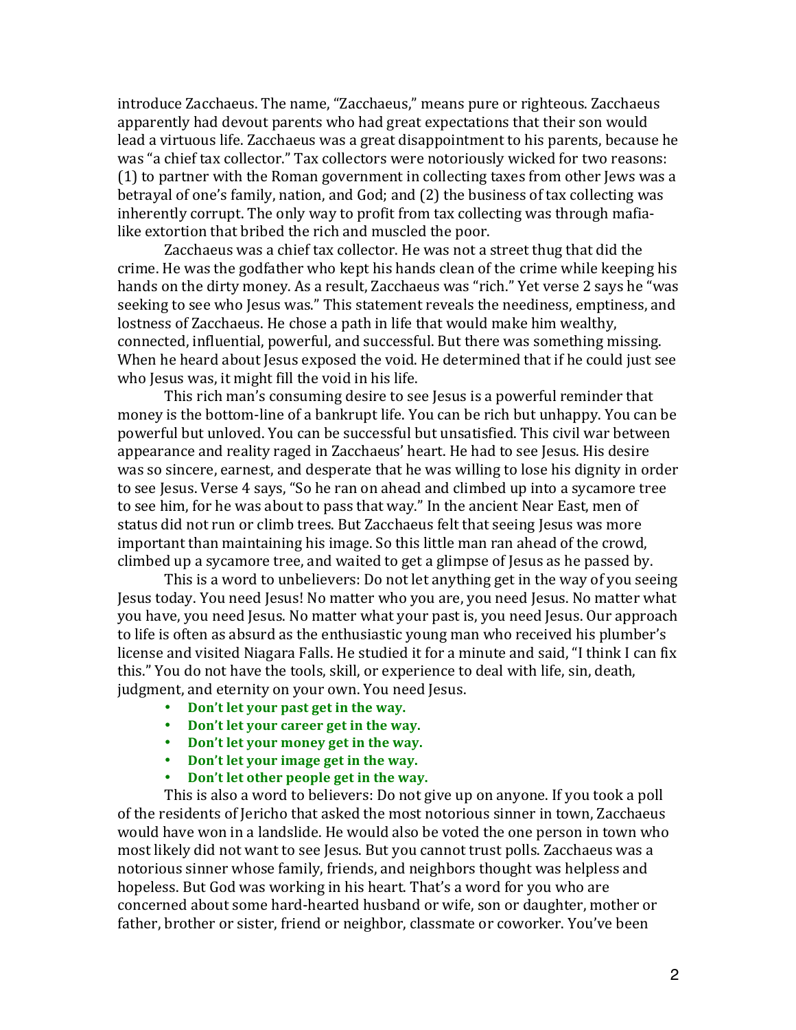introduce Zacchaeus. The name, "Zacchaeus," means pure or righteous. Zacchaeus apparently had devout parents who had great expectations that their son would lead a virtuous life. Zacchaeus was a great disappointment to his parents, because he was "a chief tax collector." Tax collectors were notoriously wicked for two reasons: (1) to partner with the Roman government in collecting taxes from other Jews was a betrayal of one's family, nation, and God; and (2) the business of tax collecting was inherently corrupt. The only way to profit from tax collecting was through mafia-like extortion that bribed the rich and muscled the poor.

Zacchaeus was a chief tax collector. He was not a street thug that did the crime. He was the godfather who kept his hands clean of the crime while keeping his hands on the dirty money. As a result, Zacchaeus was "rich." Yet verse 2 says he "was seeking to see who Jesus was." This statement reveals the neediness, emptiness, and lostness of Zacchaeus. He chose a path in life that would make him wealthy, connected, influential, powerful, and successful. But there was something missing. When he heard about Jesus exposed the void. He determined that if he could just see who Jesus was, it might fill the void in his life.

This rich man's consuming desire to see Jesus is a powerful reminder that money is the bottom-line of a bankrupt life. You can be rich but unhappy. You can be powerful but unloved. You can be successful but unsatisfied. This civil war between appearance and reality raged in Zacchaeus' heart. He had to see Jesus. His desire was so sincere, earnest, and desperate that he was willing to lose his dignity in order to see Jesus. Verse 4 says, "So he ran on ahead and climbed up into a sycamore tree to see him, for he was about to pass that way." In the ancient Near East, men of status did not run or climb trees. But Zacchaeus felt that seeing Jesus was more important than maintaining his image. So this little man ran ahead of the crowd, climbed up a sycamore tree, and waited to get a glimpse of Jesus as he passed by.

This is a word to unbelievers: Do not let anything get in the way of you seeing Jesus today. You need Jesus! No matter who you are, you need Jesus. No matter what you have, you need Jesus. No matter what your past is, you need Jesus. Our approach to life is often as absurd as the enthusiastic young man who received his plumber's license and visited Niagara Falls. He studied it for a minute and said, "I think I can fix this." You do not have the tools, skill, or experience to deal with life, sin, death, judgment, and eternity on your own. You need Jesus.

- **Don't let your past get in the way.**
- **Don't let your career get in the way.**
- **Don't let your money get in the way.**
- **Don't let your image get in the way.**
- **Don't let other people get in the way.**

This is also a word to believers: Do not give up on anyone. If you took a poll of the residents of Jericho that asked the most notorious sinner in town, Zacchaeus would have won in a landslide. He would also be voted the one person in town who most likely did not want to see Jesus. But you cannot trust polls. Zacchaeus was a notorious sinner whose family, friends, and neighbors thought was helpless and hopeless. But God was working in his heart. That's a word for you who are concerned about some hard-hearted husband or wife, son or daughter, mother or father, brother or sister, friend or neighbor, classmate or coworker. You've been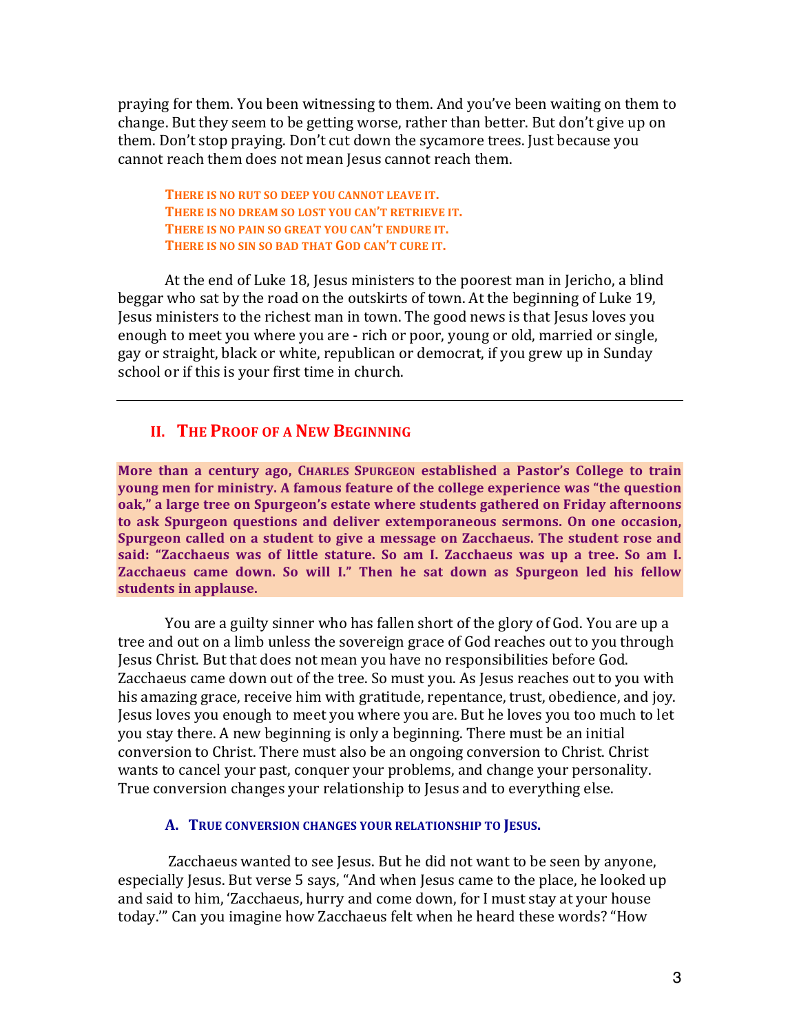praying for them. You been witnessing to them. And you've been waiting on them to change. But they seem to be getting worse, rather than better. But don't give up on them. Don't stop praying. Don't cut down the sycamore trees. Just because you cannot reach them does not mean Jesus cannot reach them.

> **THERE IS NO RUT SO DEEP YOU CANNOT LEAVE IT.**
> **THERE IS NO DREAM SO LOST YOU CAN'T RETRIEVE IT.**
> **THERE IS NO PAIN SO GREAT YOU CAN'T ENDURE IT.**
> **THERE IS NO SIN SO BAD THAT GOD CAN'T CURE IT.**

At the end of Luke 18, Jesus ministers to the poorest man in Jericho, a blind beggar who sat by the road on the outskirts of town. At the beginning of Luke 19, Jesus ministers to the richest man in town. The good news is that Jesus loves you enough to meet you where you are - rich or poor, young or old, married or single, gay or straight, black or white, republican or democrat, if you grew up in Sunday school or if this is your first time in church.

---

## II. THE PROOF OF A NEW BEGINNING

**More than a century ago, CHARLES SPURGEON established a Pastor's College to train young men for ministry. A famous feature of the college experience was "the question oak," a large tree on Spurgeon's estate where students gathered on Friday afternoons to ask Spurgeon questions and deliver extemporaneous sermons. On one occasion, Spurgeon called on a student to give a message on Zacchaeus. The student rose and said: "Zacchaeus was of little stature. So am I. Zacchaeus was up a tree. So am I. Zacchaeus came down. So will I." Then he sat down as Spurgeon led his fellow students in applause.**

You are a guilty sinner who has fallen short of the glory of God. You are up a tree and out on a limb unless the sovereign grace of God reaches out to you through Jesus Christ. But that does not mean you have no responsibilities before God. Zacchaeus came down out of the tree. So must you. As Jesus reaches out to you with his amazing grace, receive him with gratitude, repentance, trust, obedience, and joy. Jesus loves you enough to meet you where you are. But he loves you too much to let you stay there. A new beginning is only a beginning. There must be an initial conversion to Christ. There must also be an ongoing conversion to Christ. Christ wants to cancel your past, conquer your problems, and change your personality. True conversion changes your relationship to Jesus and to everything else.

### A. TRUE CONVERSION CHANGES YOUR RELATIONSHIP TO JESUS.

Zacchaeus wanted to see Jesus. But he did not want to be seen by anyone, especially Jesus. But verse 5 says, "And when Jesus came to the place, he looked up and said to him, 'Zacchaeus, hurry and come down, for I must stay at your house today.'" Can you imagine how Zacchaeus felt when he heard these words? "How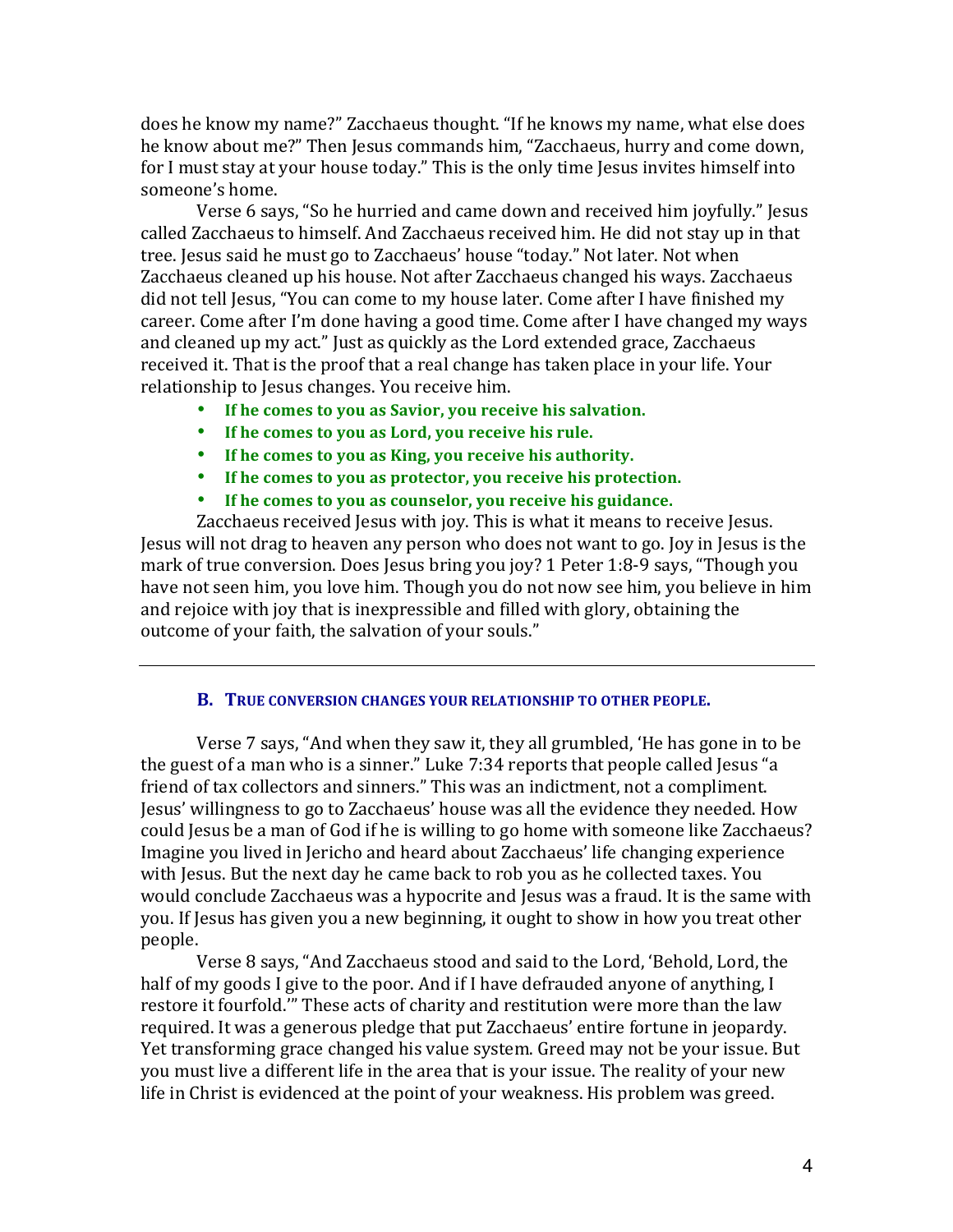does he know my name?" Zacchaeus thought. "If he knows my name, what else does he know about me?" Then Jesus commands him, "Zacchaeus, hurry and come down, for I must stay at your house today." This is the only time Jesus invites himself into someone's home.

Verse 6 says, "So he hurried and came down and received him joyfully." Jesus called Zacchaeus to himself. And Zacchaeus received him. He did not stay up in that tree. Jesus said he must go to Zacchaeus' house "today." Not later. Not when Zacchaeus cleaned up his house. Not after Zacchaeus changed his ways. Zacchaeus did not tell Jesus, "You can come to my house later. Come after I have finished my career. Come after I'm done having a good time. Come after I have changed my ways and cleaned up my act." Just as quickly as the Lord extended grace, Zacchaeus received it. That is the proof that a real change has taken place in your life. Your relationship to Jesus changes. You receive him.

- **If he comes to you as Savior, you receive his salvation.**
- **If he comes to you as Lord, you receive his rule.**
- **If he comes to you as King, you receive his authority.**
- **If he comes to you as protector, you receive his protection.**
- **If he comes to you as counselor, you receive his guidance.**

Zacchaeus received Jesus with joy. This is what it means to receive Jesus. Jesus will not drag to heaven any person who does not want to go. Joy in Jesus is the mark of true conversion. Does Jesus bring you joy? 1 Peter 1:8-9 says, "Though you have not seen him, you love him. Though you do not now see him, you believe in him and rejoice with joy that is inexpressible and filled with glory, obtaining the outcome of your faith, the salvation of your souls."

---

### B. TRUE CONVERSION CHANGES YOUR RELATIONSHIP TO OTHER PEOPLE.

Verse 7 says, "And when they saw it, they all grumbled, 'He has gone in to be the guest of a man who is a sinner." Luke 7:34 reports that people called Jesus "a friend of tax collectors and sinners." This was an indictment, not a compliment. Jesus' willingness to go to Zacchaeus' house was all the evidence they needed. How could Jesus be a man of God if he is willing to go home with someone like Zacchaeus? Imagine you lived in Jericho and heard about Zacchaeus' life changing experience with Jesus. But the next day he came back to rob you as he collected taxes. You would conclude Zacchaeus was a hypocrite and Jesus was a fraud. It is the same with you. If Jesus has given you a new beginning, it ought to show in how you treat other people.

Verse 8 says, "And Zacchaeus stood and said to the Lord, 'Behold, Lord, the half of my goods I give to the poor. And if I have defrauded anyone of anything, I restore it fourfold.'" These acts of charity and restitution were more than the law required. It was a generous pledge that put Zacchaeus' entire fortune in jeopardy. Yet transforming grace changed his value system. Greed may not be your issue. But you must live a different life in the area that is your issue. The reality of your new life in Christ is evidenced at the point of your weakness. His problem was greed.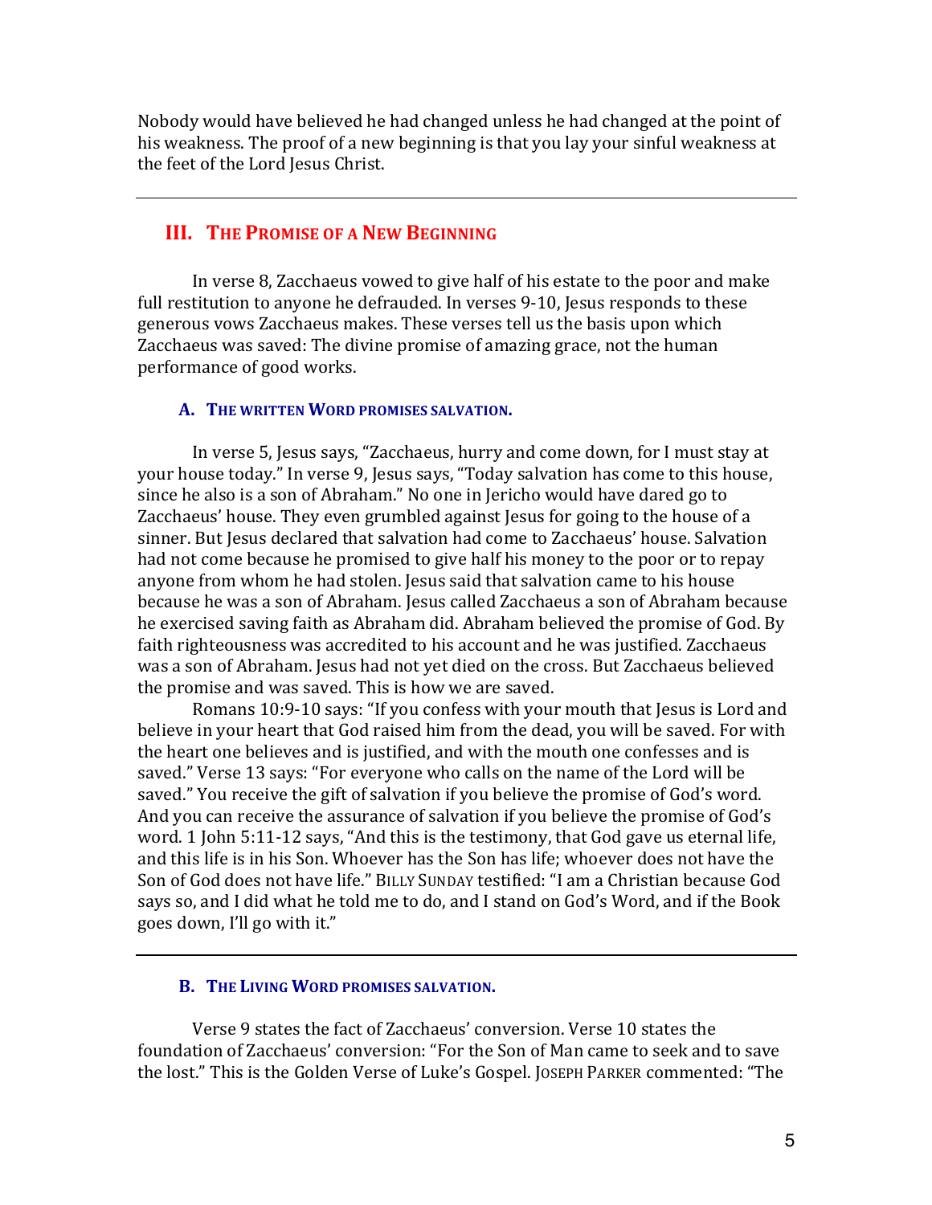Nobody would have believed he had changed unless he had changed at the point of his weakness. The proof of a new beginning is that you lay your sinful weakness at the feet of the Lord Jesus Christ.

---

## III. THE PROMISE OF A NEW BEGINNING

In verse 8, Zacchaeus vowed to give half of his estate to the poor and make full restitution to anyone he defrauded. In verses 9-10, Jesus responds to these generous vows Zacchaeus makes. These verses tell us the basis upon which Zacchaeus was saved: The divine promise of amazing grace, not the human performance of good works.

### A. THE WRITTEN WORD PROMISES SALVATION.

In verse 5, Jesus says, "Zacchaeus, hurry and come down, for I must stay at your house today." In verse 9, Jesus says, "Today salvation has come to this house, since he also is a son of Abraham." No one in Jericho would have dared go to Zacchaeus' house. They even grumbled against Jesus for going to the house of a sinner. But Jesus declared that salvation had come to Zacchaeus' house. Salvation had not come because he promised to give half his money to the poor or to repay anyone from whom he had stolen. Jesus said that salvation came to his house because he was a son of Abraham. Jesus called Zacchaeus a son of Abraham because he exercised saving faith as Abraham did. Abraham believed the promise of God. By faith righteousness was accredited to his account and he was justified. Zacchaeus was a son of Abraham. Jesus had not yet died on the cross. But Zacchaeus believed the promise and was saved. This is how we are saved.

Romans 10:9-10 says: "If you confess with your mouth that Jesus is Lord and believe in your heart that God raised him from the dead, you will be saved. For with the heart one believes and is justified, and with the mouth one confesses and is saved." Verse 13 says: "For everyone who calls on the name of the Lord will be saved." You receive the gift of salvation if you believe the promise of God's word. And you can receive the assurance of salvation if you believe the promise of God's word. 1 John 5:11-12 says, "And this is the testimony, that God gave us eternal life, and this life is in his Son. Whoever has the Son has life; whoever does not have the Son of God does not have life." BILLY SUNDAY testified: "I am a Christian because God says so, and I did what he told me to do, and I stand on God's Word, and if the Book goes down, I'll go with it."

---

### B. THE LIVING WORD PROMISES SALVATION.

Verse 9 states the fact of Zacchaeus' conversion. Verse 10 states the foundation of Zacchaeus' conversion: "For the Son of Man came to seek and to save the lost." This is the Golden Verse of Luke's Gospel. JOSEPH PARKER commented: "The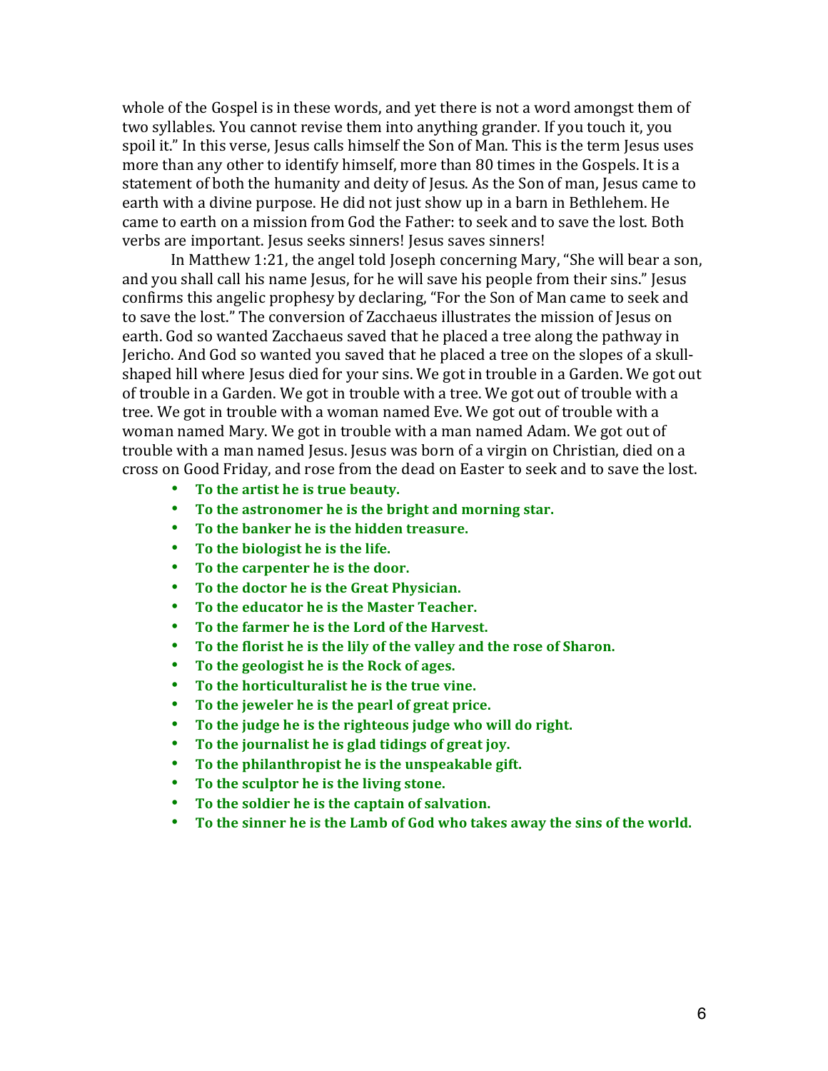whole of the Gospel is in these words, and yet there is not a word amongst them of two syllables. You cannot revise them into anything grander. If you touch it, you spoil it." In this verse, Jesus calls himself the Son of Man. This is the term Jesus uses more than any other to identify himself, more than 80 times in the Gospels. It is a statement of both the humanity and deity of Jesus. As the Son of man, Jesus came to earth with a divine purpose. He did not just show up in a barn in Bethlehem. He came to earth on a mission from God the Father: to seek and to save the lost. Both verbs are important. Jesus seeks sinners! Jesus saves sinners!

In Matthew 1:21, the angel told Joseph concerning Mary, "She will bear a son, and you shall call his name Jesus, for he will save his people from their sins." Jesus confirms this angelic prophesy by declaring, "For the Son of Man came to seek and to save the lost." The conversion of Zacchaeus illustrates the mission of Jesus on earth. God so wanted Zacchaeus saved that he placed a tree along the pathway in Jericho. And God so wanted you saved that he placed a tree on the slopes of a skull-shaped hill where Jesus died for your sins. We got in trouble in a Garden. We got out of trouble in a Garden. We got in trouble with a tree. We got out of trouble with a tree. We got in trouble with a woman named Eve. We got out of trouble with a woman named Mary. We got in trouble with a man named Adam. We got out of trouble with a man named Jesus. Jesus was born of a virgin on Christian, died on a cross on Good Friday, and rose from the dead on Easter to seek and to save the lost.

- **To the artist he is true beauty.**
- **To the astronomer he is the bright and morning star.**
- **To the banker he is the hidden treasure.**
- **To the biologist he is the life.**
- **To the carpenter he is the door.**
- **To the doctor he is the Great Physician.**
- **To the educator he is the Master Teacher.**
- **To the farmer he is the Lord of the Harvest.**
- **To the florist he is the lily of the valley and the rose of Sharon.**
- **To the geologist he is the Rock of ages.**
- **To the horticulturalist he is the true vine.**
- **To the jeweler he is the pearl of great price.**
- **To the judge he is the righteous judge who will do right.**
- **To the journalist he is glad tidings of great joy.**
- **To the philanthropist he is the unspeakable gift.**
- **To the sculptor he is the living stone.**
- **To the soldier he is the captain of salvation.**
- **To the sinner he is the Lamb of God who takes away the sins of the world.**